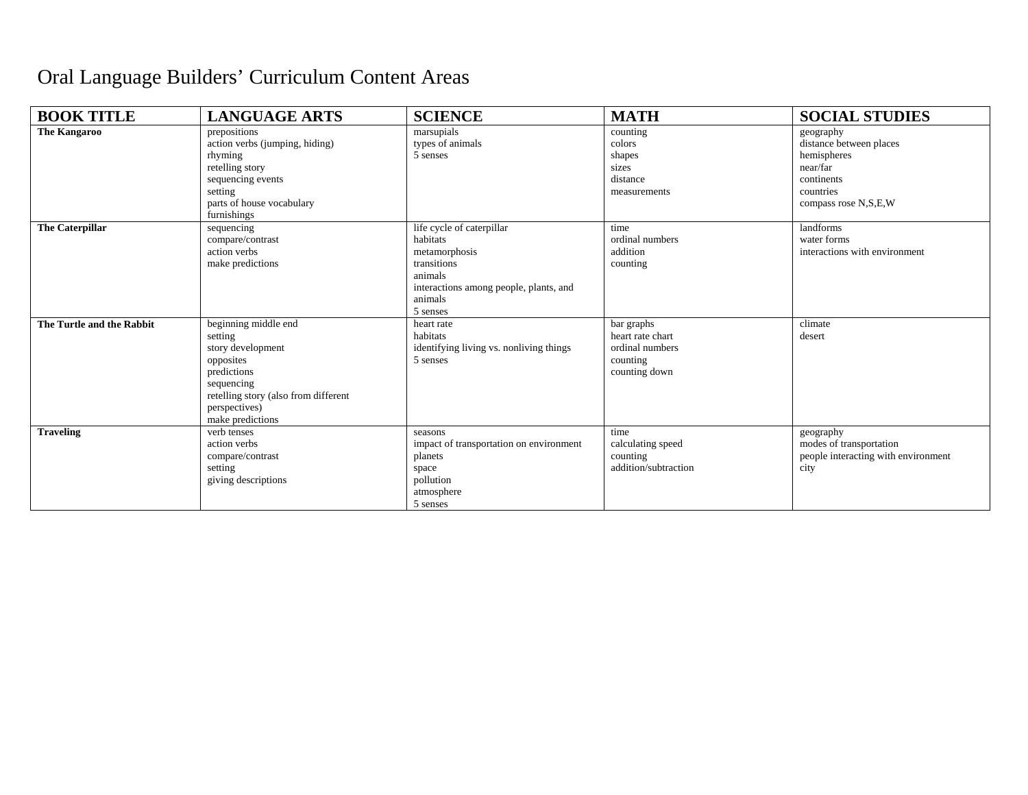# Oral Language Builders' Curriculum Content Areas

| BOOK TITLE | LANGUAGE ARTS | SCIENCE | MATH | SOCIAL STUDIES |
|---|---|---|---|---|
| **The Kangaroo** | prepositions<br>action verbs (jumping, hiding)<br>rhyming<br>retelling story<br>sequencing events<br>setting<br>parts of house vocabulary<br>furnishings | marsupials<br>types of animals<br>5 senses | counting<br>colors<br>shapes<br>sizes<br>distance<br>measurements | geography<br>distance between places<br>hemispheres<br>near/far<br>continents<br>countries<br>compass rose N,S,E,W |
| **The Caterpillar** | sequencing<br>compare/contrast<br>action verbs<br>make predictions | life cycle of caterpillar<br>habitats<br>metamorphosis<br>transitions<br>animals<br>interactions among people, plants, and animals<br>5 senses | time<br>ordinal numbers<br>addition<br>counting | landforms<br>water forms<br>interactions with environment |
| **The Turtle and the Rabbit** | beginning middle end<br>setting<br>story development<br>opposites<br>predictions<br>sequencing<br>retelling story (also from different perspectives)<br>make predictions | heart rate<br>habitats<br>identifying living vs. nonliving things<br>5 senses | bar graphs<br>heart rate chart<br>ordinal numbers<br>counting<br>counting down | climate<br>desert |
| **Traveling** | verb tenses<br>action verbs<br>compare/contrast<br>setting<br>giving descriptions | seasons<br>impact of transportation on environment<br>planets<br>space<br>pollution<br>atmosphere<br>5 senses | time<br>calculating speed<br>counting<br>addition/subtraction | geography<br>modes of transportation<br>people interacting with environment<br>city |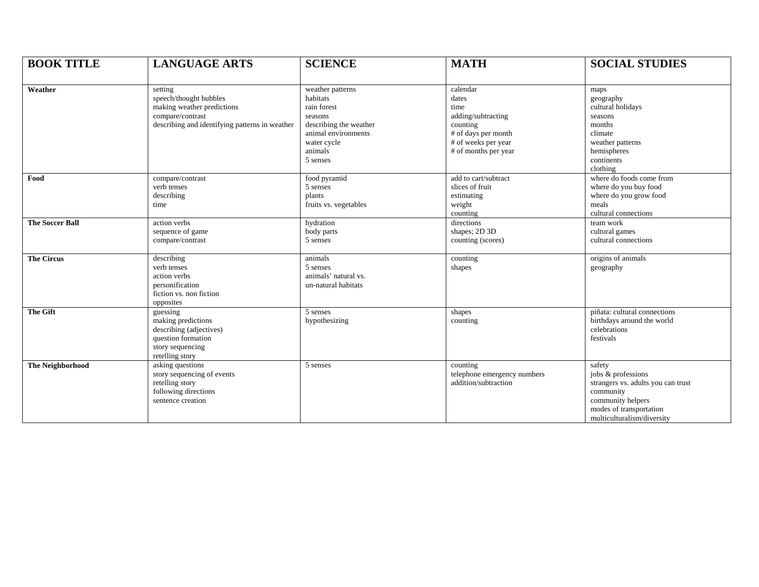| BOOK TITLE | LANGUAGE ARTS | SCIENCE | MATH | SOCIAL STUDIES |
|---|---|---|---|---|
| **Weather** | setting<br>speech/thought bubbles<br>making weather predictions<br>compare/contrast<br>describing and identifying patterns in weather | weather patterns<br>habitats<br>rain forest<br>seasons<br>describing the weather<br>animal environments<br>water cycle<br>animals<br>5 senses | calendar<br>dates<br>time<br>adding/subtracting<br>counting<br># of days per month<br># of weeks per year<br># of months per year | maps<br>geography<br>cultural holidays<br>seasons<br>months<br>climate<br>weather patterns<br>hemispheres<br>continents<br>clothing |
| **Food** | compare/contrast<br>verb tenses<br>describing<br>time | food pyramid<br>5 senses<br>plants<br>fruits vs. vegetables | add to cart/subtract<br>slices of fruit<br>estimating<br>weight<br>counting | where do foods come from<br>where do you buy food<br>where do you grow food<br>meals<br>cultural connections |
| **The Soccer Ball** | action verbs<br>sequence of game<br>compare/contrast | hydration<br>body parts<br>5 senses | directions<br>shapes; 2D 3D<br>counting (scores) | team work<br>cultural games<br>cultural connections |
| **The Circus** | describing<br>verb tenses<br>action verbs<br>personification<br>fiction vs. non fiction<br>opposites | animals<br>5 senses<br>animals' natural vs.<br>un-natural habitats | counting<br>shapes | origins of animals<br>geography |
| **The Gift** | guessing<br>making predictions<br>describing (adjectives)<br>question formation<br>story sequencing<br>retelling story | 5 senses<br>hypothesizing | shapes<br>counting | piñata: cultural connections<br>birthdays around the world<br>celebrations<br>festivals |
| **The Neighborhood** | asking questions<br>story sequencing of events<br>retelling story<br>following directions<br>sentence creation | 5 senses | counting<br>telephone emergency numbers<br>addition/subtraction | safety<br>jobs & professions<br>strangers vs. adults you can trust<br>community<br>community helpers<br>modes of transportation<br>multiculturalism/diversity |